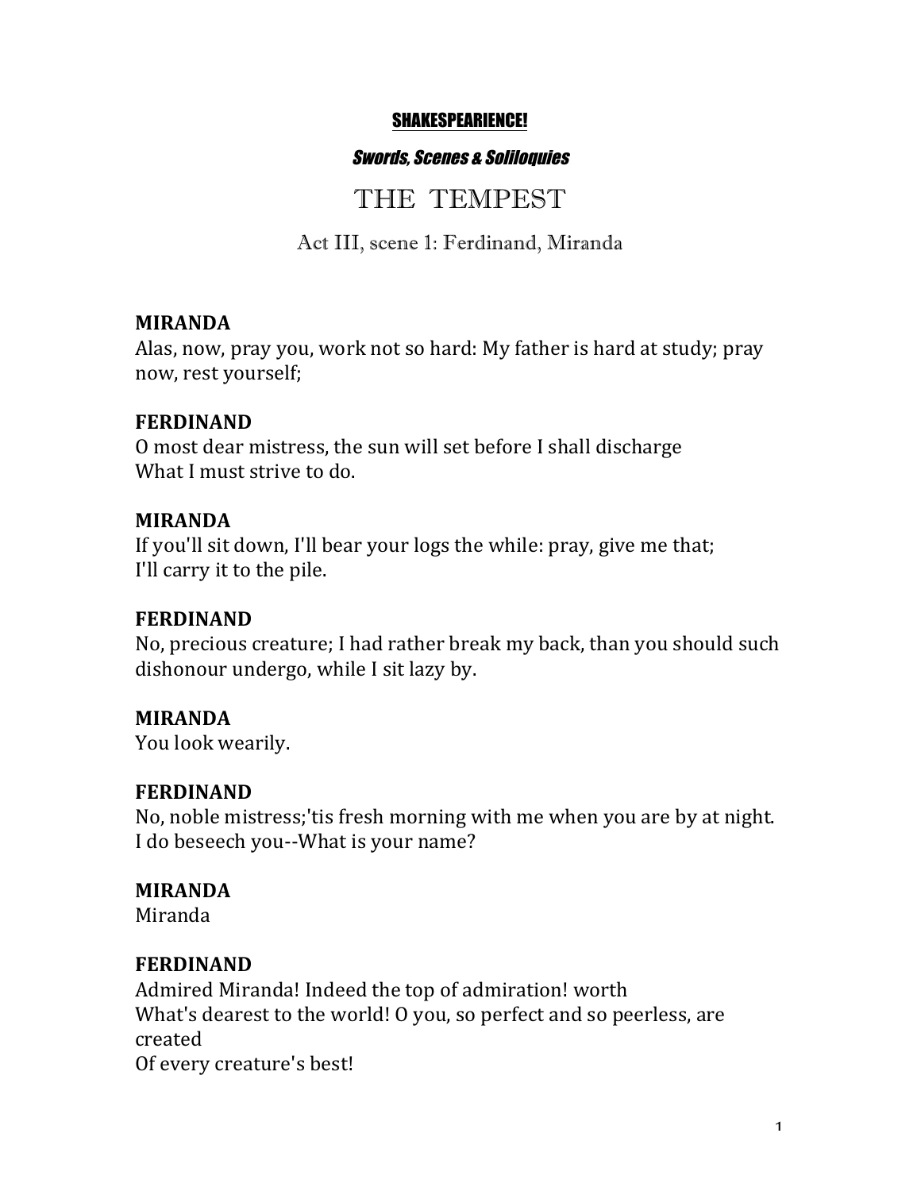**SHAKESPEARIENCE!**

***Swords, Scenes & Soliloquies***

# THE TEMPEST

## Act III, scene 1: Ferdinand, Miranda

**MIRANDA**
Alas, now, pray you, work not so hard: My father is hard at study; pray now, rest yourself;

**FERDINAND**
O most dear mistress, the sun will set before I shall discharge
What I must strive to do.

**MIRANDA**
If you'll sit down, I'll bear your logs the while: pray, give me that;
I'll carry it to the pile.

**FERDINAND**
No, precious creature; I had rather break my back, than you should such dishonour undergo, while I sit lazy by.

**MIRANDA**
You look wearily.

**FERDINAND**
No, noble mistress;'tis fresh morning with me when you are by at night.
I do beseech you--What is your name?

**MIRANDA**
Miranda

**FERDINAND**
Admired Miranda! Indeed the top of admiration! worth
What's dearest to the world! O you, so perfect and so peerless, are created
Of every creature's best!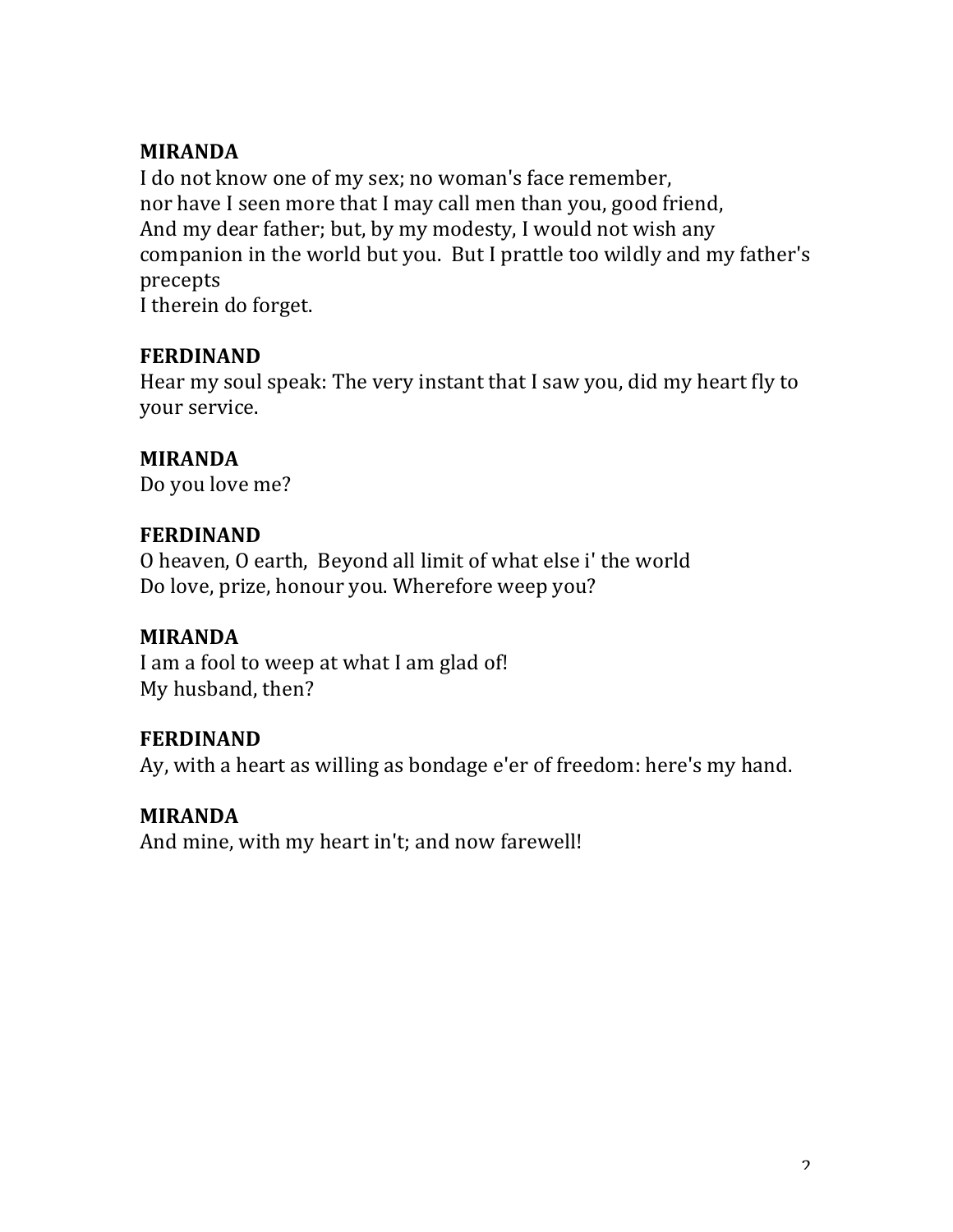**MIRANDA**
I do not know one of my sex; no woman's face remember,
nor have I seen more that I may call men than you, good friend,
And my dear father; but, by my modesty, I would not wish any
companion in the world but you. But I prattle too wildly and my father's
precepts
I therein do forget.

**FERDINAND**
Hear my soul speak: The very instant that I saw you, did my heart fly to
your service.

**MIRANDA**
Do you love me?

**FERDINAND**
O heaven, O earth, Beyond all limit of what else i' the world
Do love, prize, honour you. Wherefore weep you?

**MIRANDA**
I am a fool to weep at what I am glad of!
My husband, then?

**FERDINAND**
Ay, with a heart as willing as bondage e'er of freedom: here's my hand.

**MIRANDA**
And mine, with my heart in't; and now farewell!